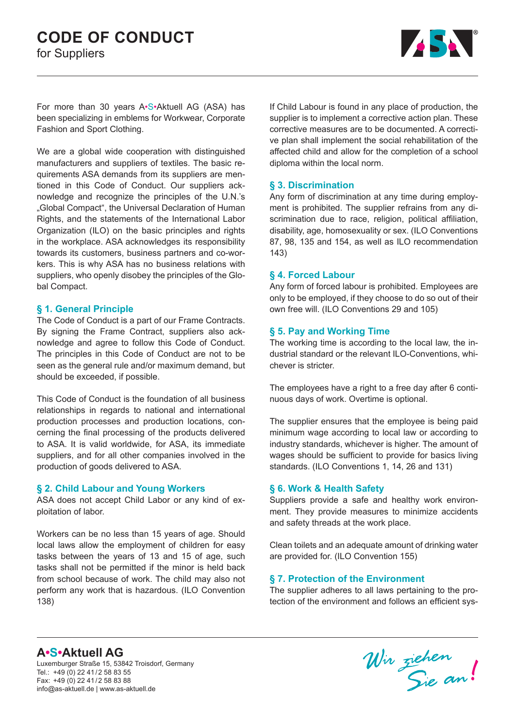# CODE OF CONDUCT

for Suppliers

For more than 30 years A•S•Aktuell AG (ASA) has been specializing in emblems for Workwear, Corporate Fashion and Sport Clothing.

We are a global wide cooperation with distinguished manufacturers and suppliers of textiles. The basic requirements ASA demands from its suppliers are mentioned in this Code of Conduct. Our suppliers acknowledge and recognize the principles of the U.N.'s „Global Compact", the Universal Declaration of Human Rights, and the statements of the International Labor Organization (ILO) on the basic principles and rights in the workplace. ASA acknowledges its responsibility towards its customers, business partners and co-workers. This is why ASA has no business relations with suppliers, who openly disobey the principles of the Global Compact.

## § 1. General Principle

The Code of Conduct is a part of our Frame Contracts. By signing the Frame Contract, suppliers also acknowledge and agree to follow this Code of Conduct. The principles in this Code of Conduct are not to be seen as the general rule and/or maximum demand, but should be exceeded, if possible.

This Code of Conduct is the foundation of all business relationships in regards to national and international production processes and production locations, concerning the final processing of the products delivered to ASA. It is valid worldwide, for ASA, its immediate suppliers, and for all other companies involved in the production of goods delivered to ASA.

## § 2. Child Labour and Young Workers

ASA does not accept Child Labor or any kind of exploitation of labor.

Workers can be no less than 15 years of age. Should local laws allow the employment of children for easy tasks between the years of 13 and 15 of age, such tasks shall not be permitted if the minor is held back from school because of work. The child may also not perform any work that is hazardous. (ILO Convention 138)

If Child Labour is found in any place of production, the supplier is to implement a corrective action plan. These corrective measures are to be documented. A corrective plan shall implement the social rehabilitation of the affected child and allow for the completion of a school diploma within the local norm.

## § 3. Discrimination

Any form of discrimination at any time during employment is prohibited. The supplier refrains from any discrimination due to race, religion, political affiliation, disability, age, homosexuality or sex. (ILO Conventions 87, 98, 135 and 154, as well as ILO recommendation 143)

## § 4. Forced Labour

Any form of forced labour is prohibited. Employees are only to be employed, if they choose to do so out of their own free will. (ILO Conventions 29 and 105)

## § 5. Pay and Working Time

The working time is according to the local law, the industrial standard or the relevant ILO-Conventions, whichever is stricter.

The employees have a right to a free day after 6 continuous days of work. Overtime is optional.

The supplier ensures that the employee is being paid minimum wage according to local law or according to industry standards, whichever is higher. The amount of wages should be sufficient to provide for basics living standards. (ILO Conventions 1, 14, 26 and 131)

## § 6. Work & Health Safety

Suppliers provide a safe and healthy work environment. They provide measures to minimize accidents and safety threads at the work place.

Clean toilets and an adequate amount of drinking water are provided for. (ILO Convention 155)

## § 7. Protection of the Environment

The supplier adheres to all laws pertaining to the protection of the environment and follows an efficient sys-

**A•S•Aktuell AG**
Luxemburger Straße 15, 53842 Troisdorf, Germany
Tel.: +49 (0) 22 41/2 58 83 55
Fax: +49 (0) 22 41/2 58 83 88
info@as-aktuell.de | www.as-aktuell.de

Wir ziehen Sie an!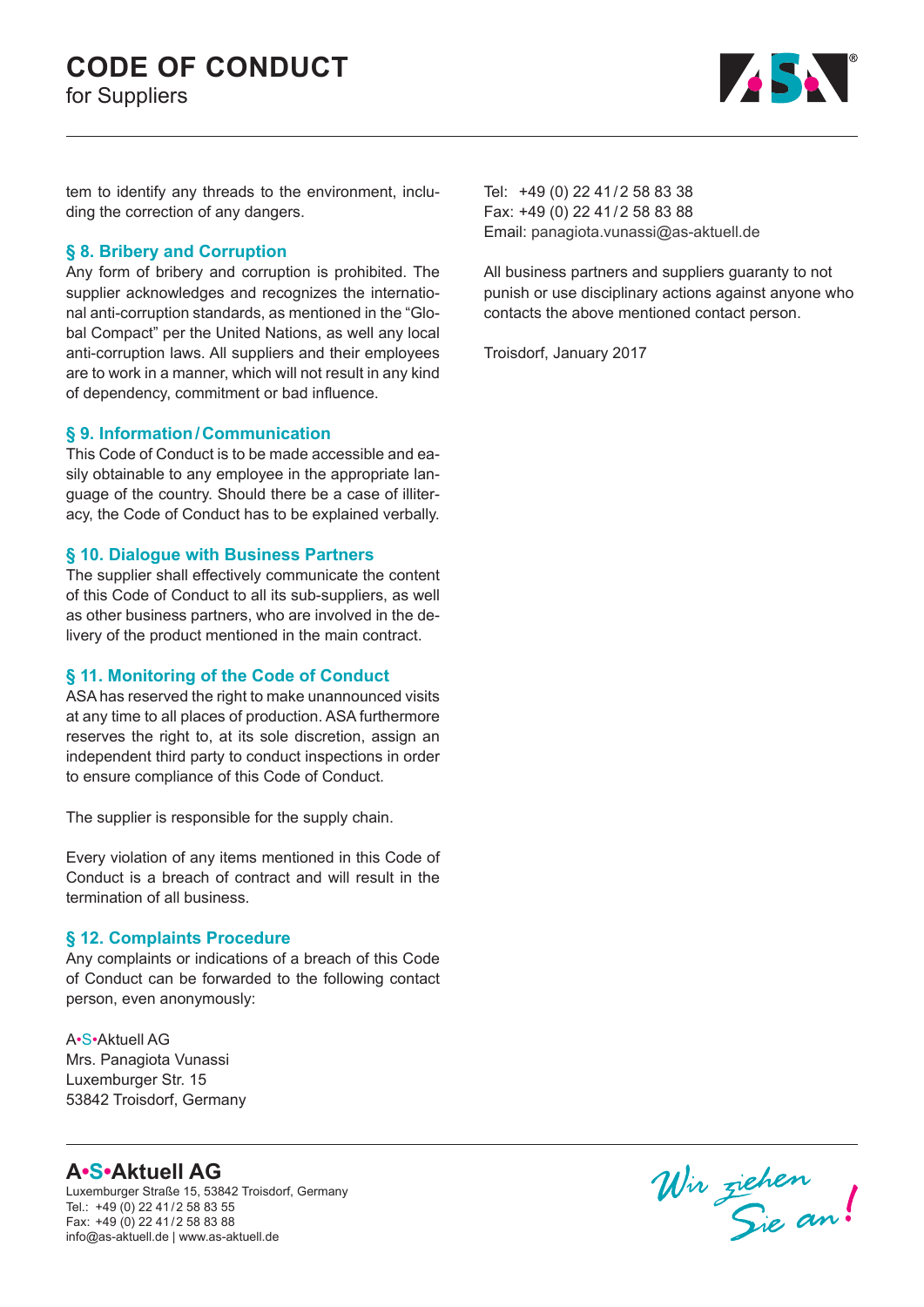tem to identify any threads to the environment, including the correction of any dangers.

## § 8. Bribery and Corruption

Any form of bribery and corruption is prohibited. The supplier acknowledges and recognizes the international anti-corruption standards, as mentioned in the "Global Compact" per the United Nations, as well any local anti-corruption laws. All suppliers and their employees are to work in a manner, which will not result in any kind of dependency, commitment or bad influence.

## § 9. Information / Communication

This Code of Conduct is to be made accessible and easily obtainable to any employee in the appropriate language of the country. Should there be a case of illiteracy, the Code of Conduct has to be explained verbally.

## § 10. Dialogue with Business Partners

The supplier shall effectively communicate the content of this Code of Conduct to all its sub-suppliers, as well as other business partners, who are involved in the delivery of the product mentioned in the main contract.

## § 11. Monitoring of the Code of Conduct

ASA has reserved the right to make unannounced visits at any time to all places of production. ASA furthermore reserves the right to, at its sole discretion, assign an independent third party to conduct inspections in order to ensure compliance of this Code of Conduct.

The supplier is responsible for the supply chain.

Every violation of any items mentioned in this Code of Conduct is a breach of contract and will result in the termination of all business.

## § 12. Complaints Procedure

Any complaints or indications of a breach of this Code of Conduct can be forwarded to the following contact person, even anonymously:

A•S•Aktuell AG
Mrs. Panagiota Vunassi
Luxemburger Str. 15
53842 Troisdorf, Germany

Tel: +49 (0) 22 41 / 2 58 83 38
Fax: +49 (0) 22 41 / 2 58 83 88
Email: panagiota.vunassi@as-aktuell.de

All business partners and suppliers guaranty to not punish or use disciplinary actions against anyone who contacts the above mentioned contact person.

Troisdorf, January 2017